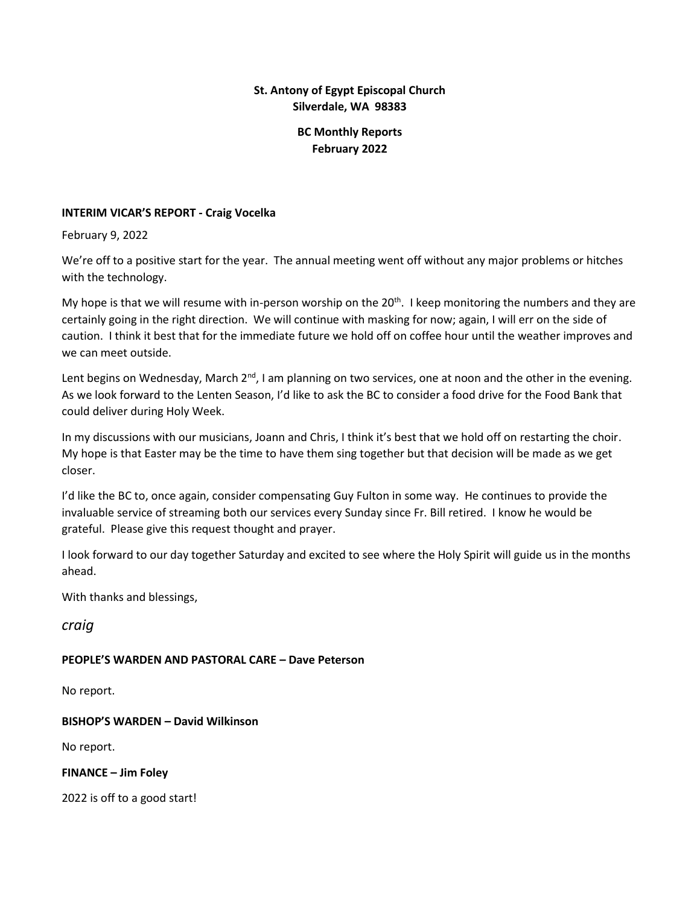**St. Antony of Egypt Episcopal Church**
**Silverdale, WA 98383**

**BC Monthly Reports**
**February 2022**

**INTERIM VICAR'S REPORT - Craig Vocelka**

February 9, 2022

We're off to a positive start for the year. The annual meeting went off without any major problems or hitches with the technology.

My hope is that we will resume with in-person worship on the 20th. I keep monitoring the numbers and they are certainly going in the right direction. We will continue with masking for now; again, I will err on the side of caution. I think it best that for the immediate future we hold off on coffee hour until the weather improves and we can meet outside.

Lent begins on Wednesday, March 2nd, I am planning on two services, one at noon and the other in the evening. As we look forward to the Lenten Season, I'd like to ask the BC to consider a food drive for the Food Bank that could deliver during Holy Week.

In my discussions with our musicians, Joann and Chris, I think it's best that we hold off on restarting the choir. My hope is that Easter may be the time to have them sing together but that decision will be made as we get closer.

I'd like the BC to, once again, consider compensating Guy Fulton in some way. He continues to provide the invaluable service of streaming both our services every Sunday since Fr. Bill retired. I know he would be grateful. Please give this request thought and prayer.

I look forward to our day together Saturday and excited to see where the Holy Spirit will guide us in the months ahead.

With thanks and blessings,

*craig*

**PEOPLE'S WARDEN AND PASTORAL CARE – Dave Peterson**

No report.

**BISHOP'S WARDEN – David Wilkinson**

No report.

**FINANCE – Jim Foley**

2022 is off to a good start!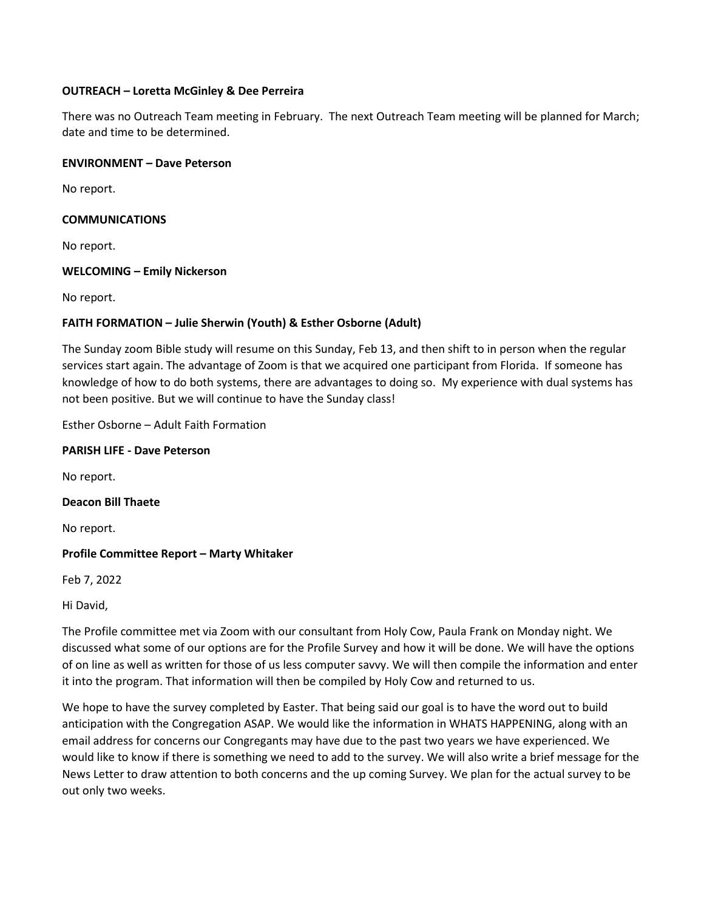**OUTREACH – Loretta McGinley & Dee Perreira**

There was no Outreach Team meeting in February. The next Outreach Team meeting will be planned for March; date and time to be determined.

**ENVIRONMENT – Dave Peterson**

No report.

**COMMUNICATIONS**

No report.

**WELCOMING – Emily Nickerson**

No report.

**FAITH FORMATION – Julie Sherwin (Youth) & Esther Osborne (Adult)**

The Sunday zoom Bible study will resume on this Sunday, Feb 13, and then shift to in person when the regular services start again. The advantage of Zoom is that we acquired one participant from Florida. If someone has knowledge of how to do both systems, there are advantages to doing so. My experience with dual systems has not been positive. But we will continue to have the Sunday class!

Esther Osborne – Adult Faith Formation

**PARISH LIFE - Dave Peterson**

No report.

**Deacon Bill Thaete**

No report.

**Profile Committee Report – Marty Whitaker**

Feb 7, 2022

Hi David,

The Profile committee met via Zoom with our consultant from Holy Cow, Paula Frank on Monday night. We discussed what some of our options are for the Profile Survey and how it will be done. We will have the options of on line as well as written for those of us less computer savvy. We will then compile the information and enter it into the program. That information will then be compiled by Holy Cow and returned to us.

We hope to have the survey completed by Easter. That being said our goal is to have the word out to build anticipation with the Congregation ASAP. We would like the information in WHATS HAPPENING, along with an email address for concerns our Congregants may have due to the past two years we have experienced. We would like to know if there is something we need to add to the survey. We will also write a brief message for the News Letter to draw attention to both concerns and the up coming Survey. We plan for the actual survey to be out only two weeks.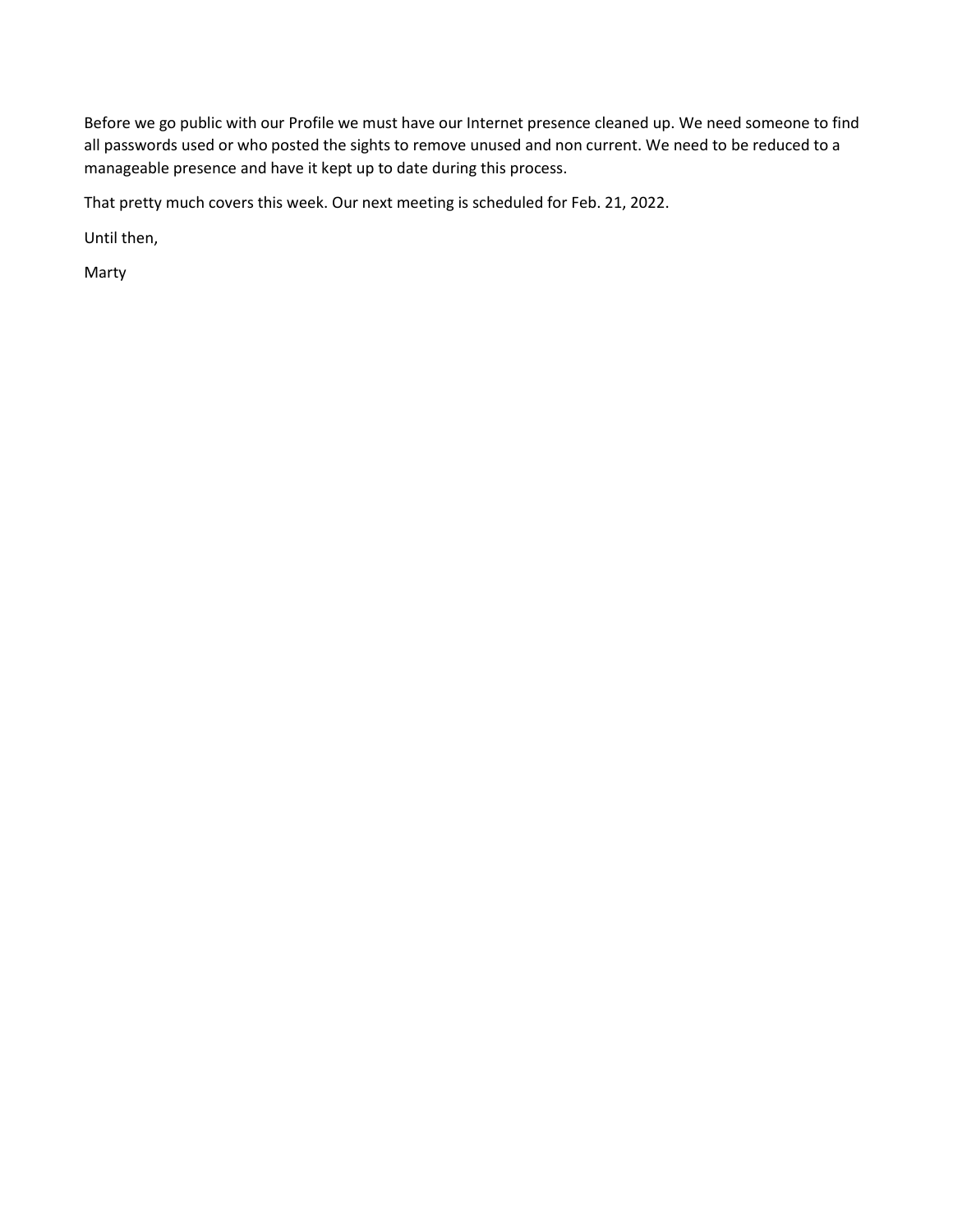Before we go public with our Profile we must have our Internet presence cleaned up. We need someone to find all passwords used or who posted the sights to remove unused and non current. We need to be reduced to a manageable presence and have it kept up to date during this process.

That pretty much covers this week. Our next meeting is scheduled for Feb. 21, 2022.

Until then,

Marty